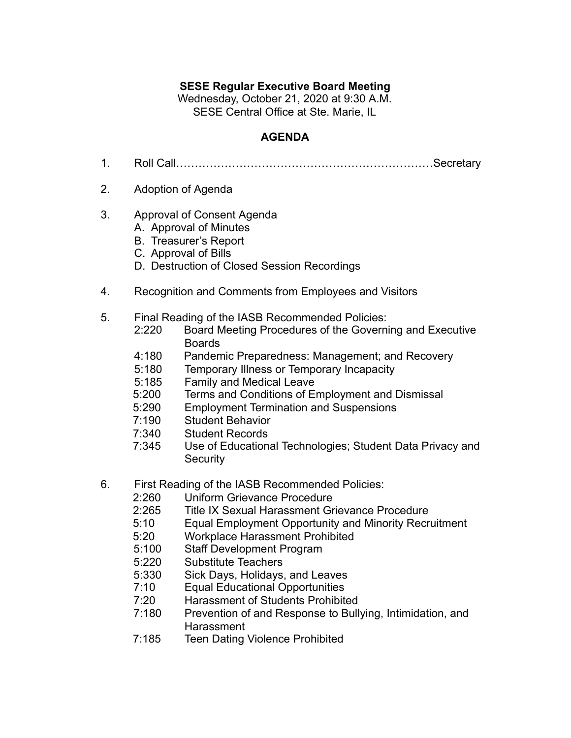**SESE Regular Executive Board Meeting**
Wednesday, October 21, 2020 at 9:30 A.M.
SESE Central Office at Ste. Marie, IL

**AGENDA**

1. Roll Call……………………………………………………………Secretary

2. Adoption of Agenda

3. Approval of Consent Agenda
   - A. Approval of Minutes
   - B. Treasurer's Report
   - C. Approval of Bills
   - D. Destruction of Closed Session Recordings

4. Recognition and Comments from Employees and Visitors

5. Final Reading of the IASB Recommended Policies:
   - 2:220 Board Meeting Procedures of the Governing and Executive Boards
   - 4:180 Pandemic Preparedness: Management; and Recovery
   - 5:180 Temporary Illness or Temporary Incapacity
   - 5:185 Family and Medical Leave
   - 5:200 Terms and Conditions of Employment and Dismissal
   - 5:290 Employment Termination and Suspensions
   - 7:190 Student Behavior
   - 7:340 Student Records
   - 7:345 Use of Educational Technologies; Student Data Privacy and Security

6. First Reading of the IASB Recommended Policies:
   - 2:260 Uniform Grievance Procedure
   - 2:265 Title IX Sexual Harassment Grievance Procedure
   - 5:10 Equal Employment Opportunity and Minority Recruitment
   - 5:20 Workplace Harassment Prohibited
   - 5:100 Staff Development Program
   - 5:220 Substitute Teachers
   - 5:330 Sick Days, Holidays, and Leaves
   - 7:10 Equal Educational Opportunities
   - 7:20 Harassment of Students Prohibited
   - 7:180 Prevention of and Response to Bullying, Intimidation, and Harassment
   - 7:185 Teen Dating Violence Prohibited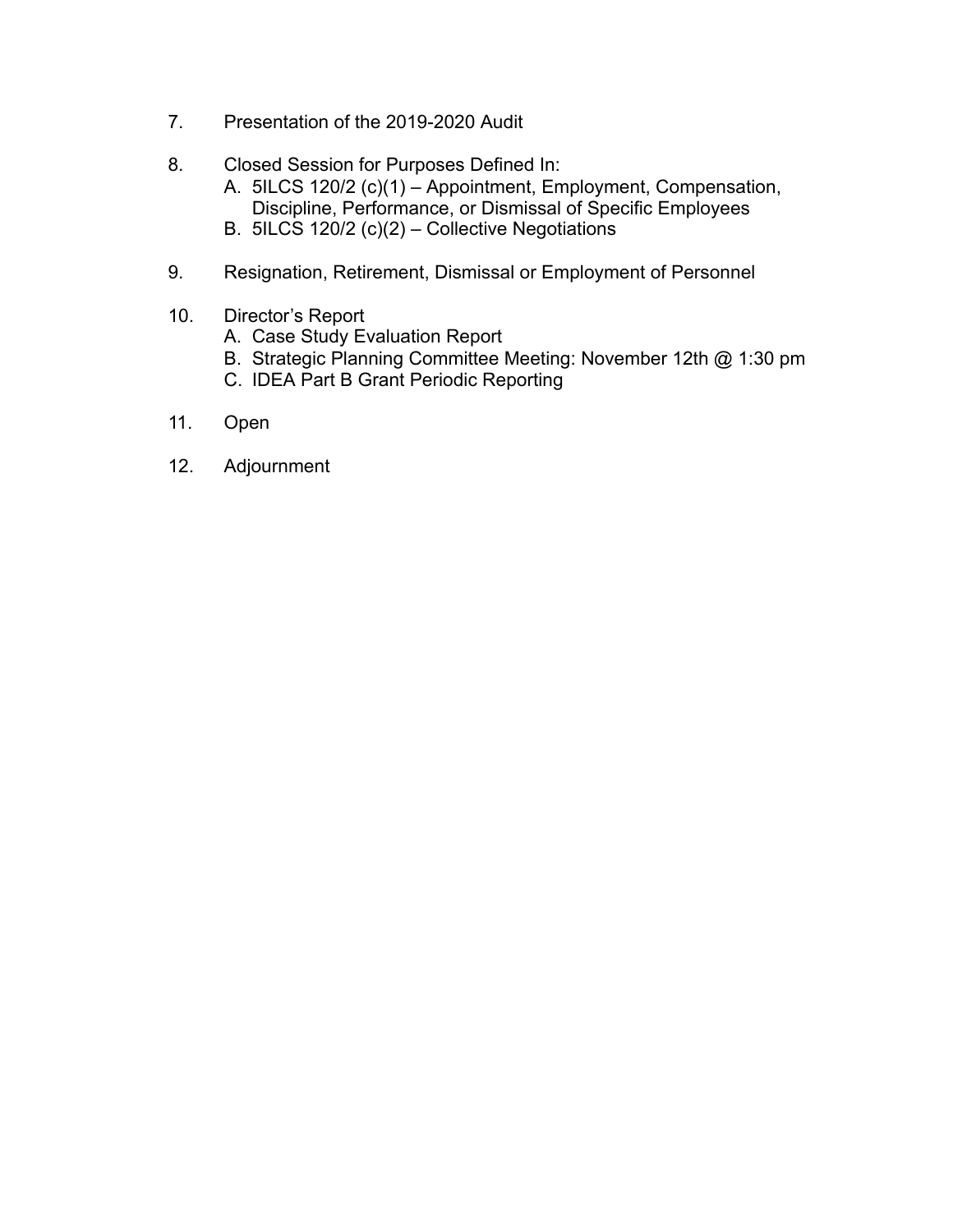7. Presentation of the 2019-2020 Audit

8. Closed Session for Purposes Defined In:
   A. 5ILCS 120/2 (c)(1) – Appointment, Employment, Compensation, Discipline, Performance, or Dismissal of Specific Employees
   B. 5ILCS 120/2 (c)(2) – Collective Negotiations

9. Resignation, Retirement, Dismissal or Employment of Personnel

10. Director's Report
    A. Case Study Evaluation Report
    B. Strategic Planning Committee Meeting: November 12th @ 1:30 pm
    C. IDEA Part B Grant Periodic Reporting

11. Open

12. Adjournment